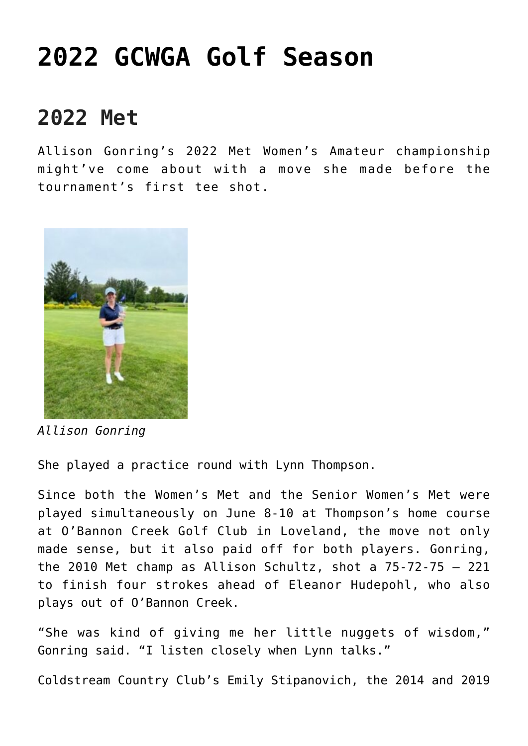# 2022 GCWGA Golf Season

## 2022 Met

Allison Gonring's 2022 Met Women's Amateur championship might've come about with a move she made before the tournament's first tee shot.

*Allison Gonring*

She played a practice round with Lynn Thompson.

Since both the Women's Met and the Senior Women's Met were played simultaneously on June 8-10 at Thompson's home course at O'Bannon Creek Golf Club in Loveland, the move not only made sense, but it also paid off for both players. Gonring, the 2010 Met champ as Allison Schultz, shot a 75-72-75 – 221 to finish four strokes ahead of Eleanor Hudepohl, who also plays out of O'Bannon Creek.

"She was kind of giving me her little nuggets of wisdom," Gonring said. "I listen closely when Lynn talks."

Coldstream Country Club's Emily Stipanovich, the 2014 and 2019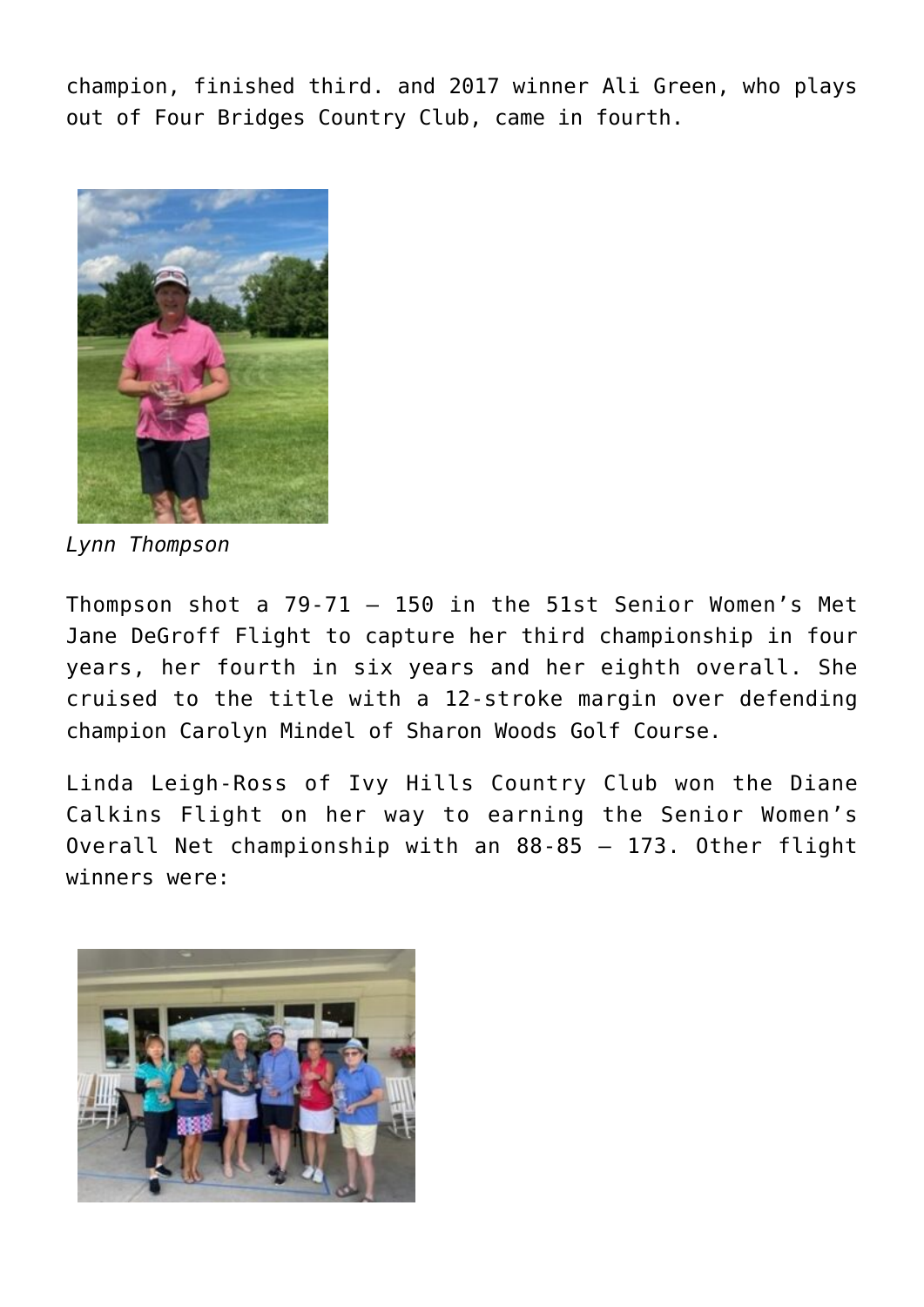champion, finished third. and 2017 winner Ali Green, who plays out of Four Bridges Country Club, came in fourth.

*Lynn Thompson*

Thompson shot a 79-71 – 150 in the 51st Senior Women's Met Jane DeGroff Flight to capture her third championship in four years, her fourth in six years and her eighth overall. She cruised to the title with a 12-stroke margin over defending champion Carolyn Mindel of Sharon Woods Golf Course.

Linda Leigh-Ross of Ivy Hills Country Club won the Diane Calkins Flight on her way to earning the Senior Women's Overall Net championship with an 88-85 – 173. Other flight winners were: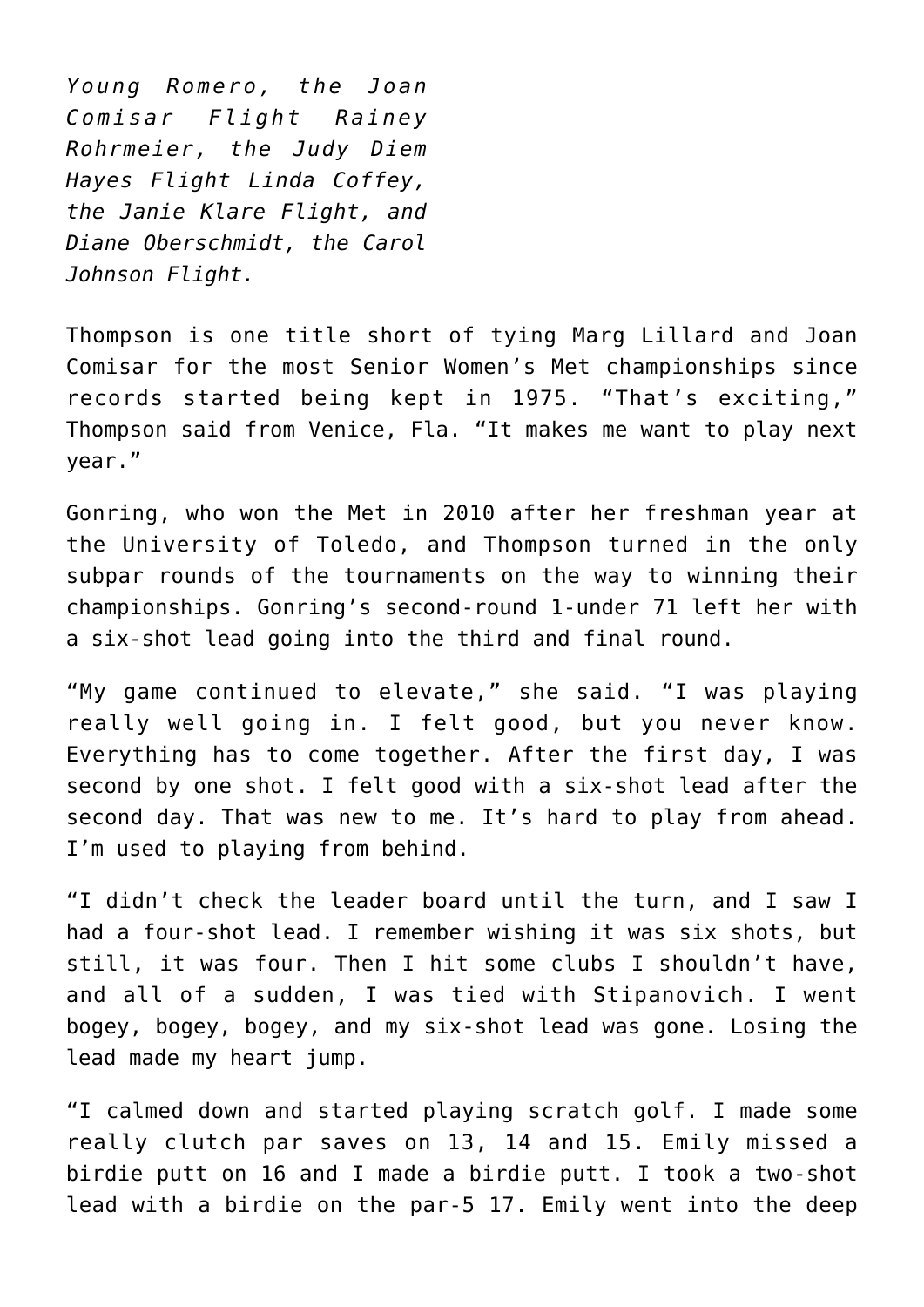*Young Romero, the Joan Comisar Flight Rainey Rohrmeier, the Judy Diem Hayes Flight Linda Coffey, the Janie Klare Flight, and Diane Oberschmidt, the Carol Johnson Flight.*

Thompson is one title short of tying Marg Lillard and Joan Comisar for the most Senior Women's Met championships since records started being kept in 1975. "That's exciting," Thompson said from Venice, Fla. "It makes me want to play next year."

Gonring, who won the Met in 2010 after her freshman year at the University of Toledo, and Thompson turned in the only subpar rounds of the tournaments on the way to winning their championships. Gonring's second-round 1-under 71 left her with a six-shot lead going into the third and final round.

"My game continued to elevate," she said. "I was playing really well going in. I felt good, but you never know. Everything has to come together. After the first day, I was second by one shot. I felt good with a six-shot lead after the second day. That was new to me. It's hard to play from ahead. I'm used to playing from behind.

"I didn't check the leader board until the turn, and I saw I had a four-shot lead. I remember wishing it was six shots, but still, it was four. Then I hit some clubs I shouldn't have, and all of a sudden, I was tied with Stipanovich. I went bogey, bogey, bogey, and my six-shot lead was gone. Losing the lead made my heart jump.

"I calmed down and started playing scratch golf. I made some really clutch par saves on 13, 14 and 15. Emily missed a birdie putt on 16 and I made a birdie putt. I took a two-shot lead with a birdie on the par-5 17. Emily went into the deep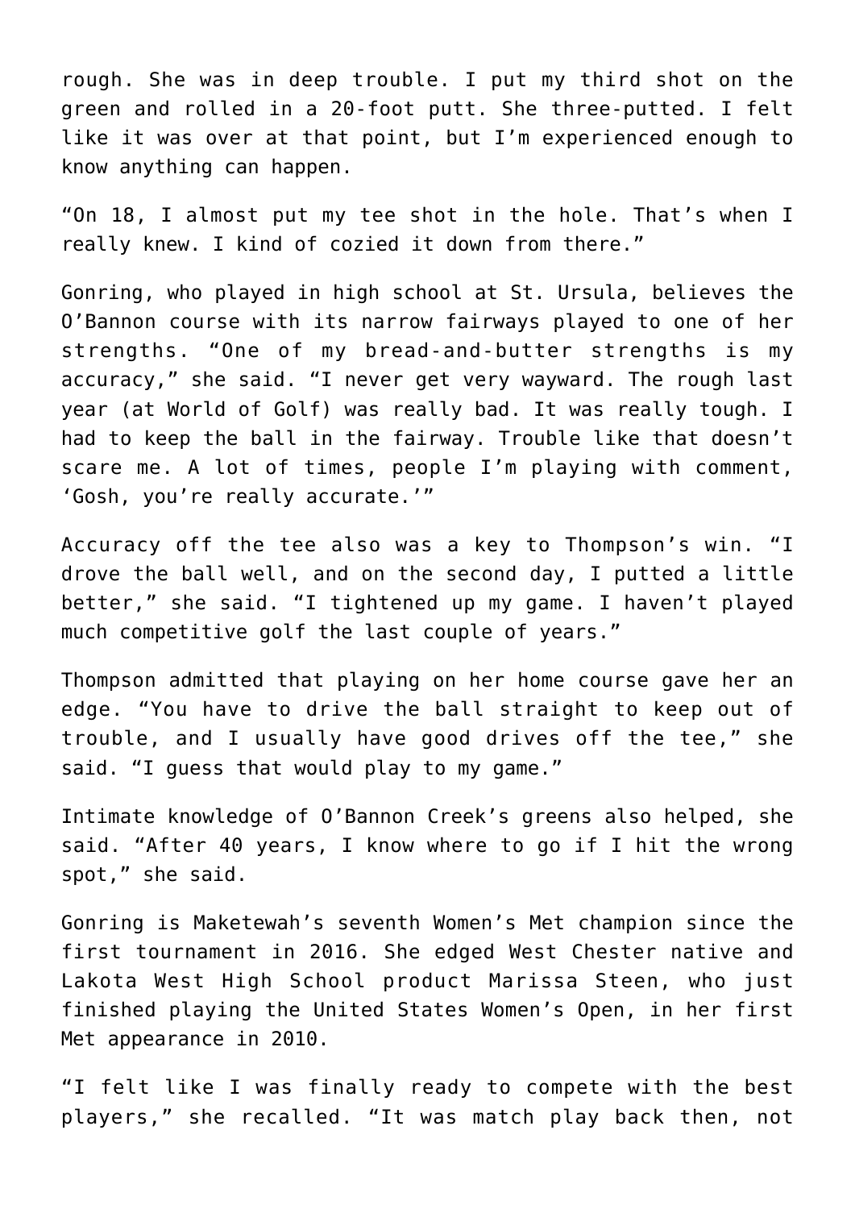rough. She was in deep trouble. I put my third shot on the green and rolled in a 20-foot putt. She three-putted. I felt like it was over at that point, but I'm experienced enough to know anything can happen.

"On 18, I almost put my tee shot in the hole. That's when I really knew. I kind of cozied it down from there."

Gonring, who played in high school at St. Ursula, believes the O'Bannon course with its narrow fairways played to one of her strengths. "One of my bread-and-butter strengths is my accuracy," she said. "I never get very wayward. The rough last year (at World of Golf) was really bad. It was really tough. I had to keep the ball in the fairway. Trouble like that doesn't scare me. A lot of times, people I'm playing with comment, 'Gosh, you're really accurate.'"

Accuracy off the tee also was a key to Thompson's win. "I drove the ball well, and on the second day, I putted a little better," she said. "I tightened up my game. I haven't played much competitive golf the last couple of years."

Thompson admitted that playing on her home course gave her an edge. "You have to drive the ball straight to keep out of trouble, and I usually have good drives off the tee," she said. "I guess that would play to my game."

Intimate knowledge of O'Bannon Creek's greens also helped, she said. "After 40 years, I know where to go if I hit the wrong spot," she said.

Gonring is Maketewah's seventh Women's Met champion since the first tournament in 2016. She edged West Chester native and Lakota West High School product Marissa Steen, who just finished playing the United States Women's Open, in her first Met appearance in 2010.

"I felt like I was finally ready to compete with the best players," she recalled. "It was match play back then, not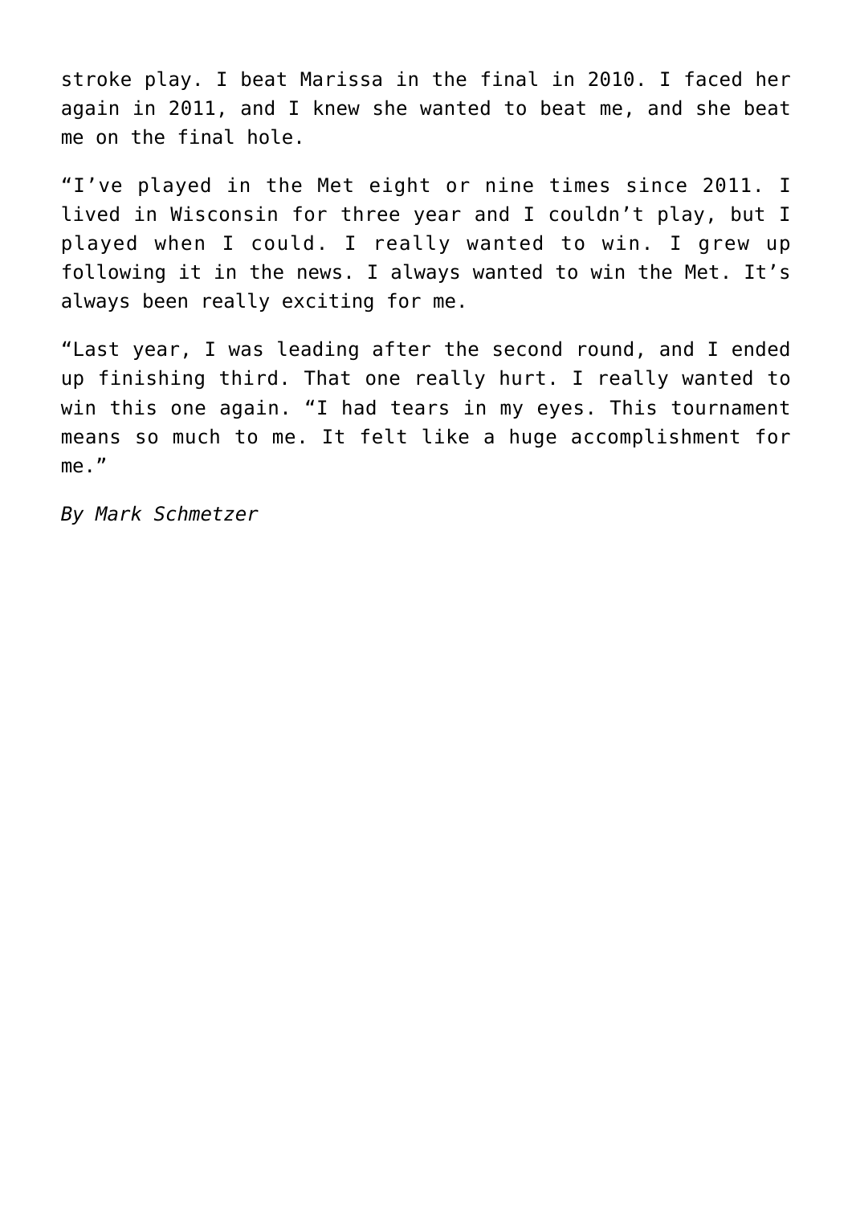stroke play. I beat Marissa in the final in 2010. I faced her again in 2011, and I knew she wanted to beat me, and she beat me on the final hole.

“I’ve played in the Met eight or nine times since 2011. I lived in Wisconsin for three year and I couldn’t play, but I played when I could. I really wanted to win. I grew up following it in the news. I always wanted to win the Met. It’s always been really exciting for me.

“Last year, I was leading after the second round, and I ended up finishing third. That one really hurt. I really wanted to win this one again. “I had tears in my eyes. This tournament means so much to me. It felt like a huge accomplishment for me.”

*By Mark Schmetzer*